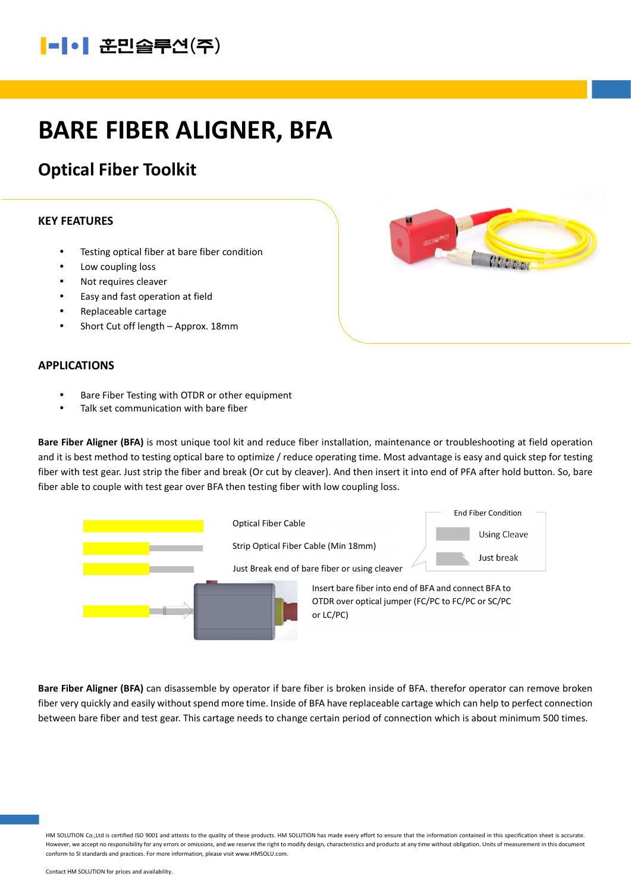훈민솔루션(주)

# BARE FIBER ALIGNER, BFA

## Optical Fiber Toolkit

### KEY FEATURES

- Testing optical fiber at bare fiber condition
- Low coupling loss
- Not requires cleaver
- Easy and fast operation at field
- Replaceable cartage
- Short Cut off length – Approx. 18mm

### APPLICATIONS

- Bare Fiber Testing with OTDR or other equipment
- Talk set communication with bare fiber

**Bare Fiber Aligner (BFA)** is most unique tool kit and reduce fiber installation, maintenance or troubleshooting at field operation and it is best method to testing optical bare to optimize / reduce operating time. Most advantage is easy and quick step for testing fiber with test gear. Just strip the fiber and break (Or cut by cleaver). And then insert it into end of PFA after hold button. So, bare fiber able to couple with test gear over BFA then testing fiber with low coupling loss.

Optical Fiber Cable

Strip Optical Fiber Cable (Min 18mm)

Just Break end of bare fiber or using cleaver

End Fiber Condition

Using Cleave

Just break

Insert bare fiber into end of BFA and connect BFA to OTDR over optical jumper (FC/PC to FC/PC or SC/PC or LC/PC)

**Bare Fiber Aligner (BFA)** can disassemble by operator if bare fiber is broken inside of BFA. therefor operator can remove broken fiber very quickly and easily without spend more time. Inside of BFA have replaceable cartage which can help to perfect connection between bare fiber and test gear. This cartage needs to change certain period of connection which is about minimum 500 times.

HM SOLUTION Co.,Ltd is certified ISO 9001 and attests to the quality of these products. HM SOLUTION has made every effort to ensure that the information contained in this specification sheet is accurate. However, we accept no responsibility for any errors or omissions, and we reserve the right to modify design, characteristics and products at any time without obligation. Units of measurement in this document conform to SI standards and practices. For more information, please visit www.HMSOLU.com.

Contact HM SOLUTION for prices and availability.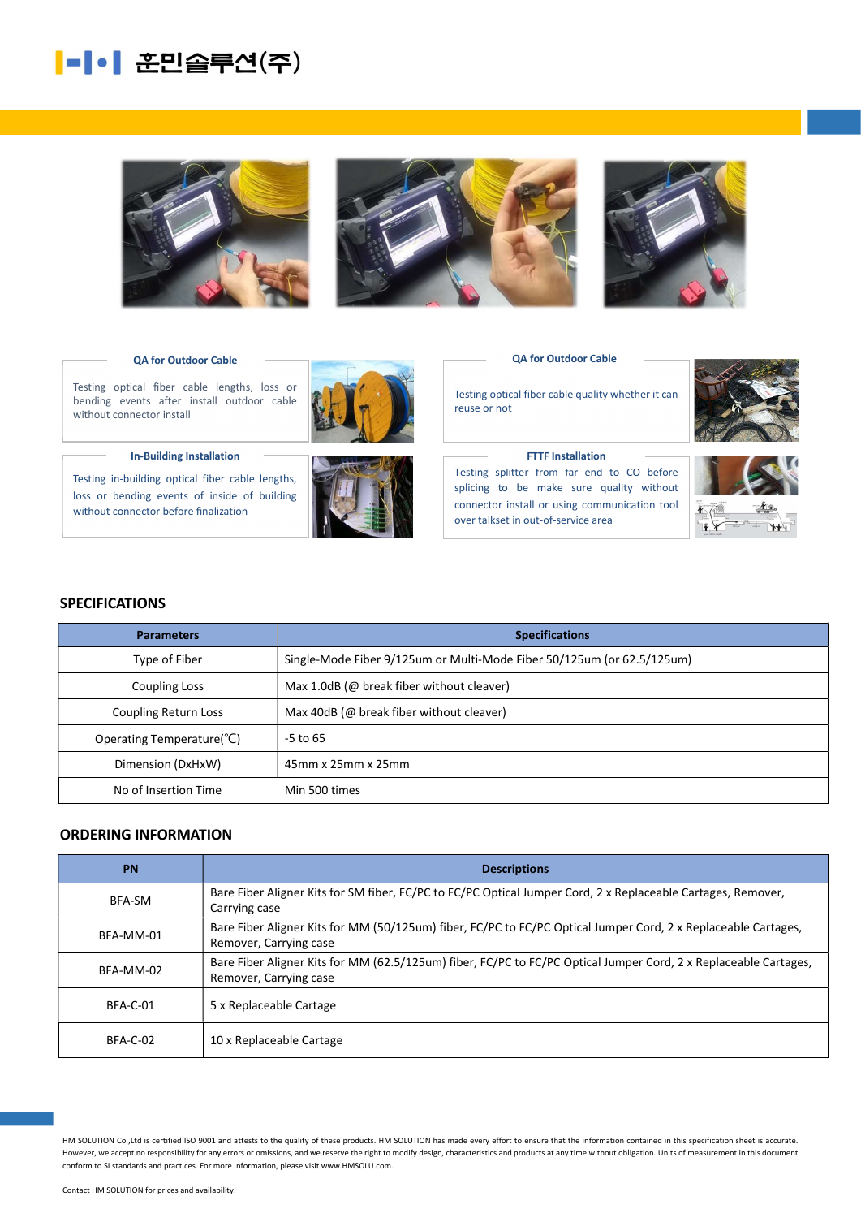훈민솔루션(주)

### QA for Outdoor Cable

Testing optical fiber cable lengths, loss or bending events after install outdoor cable without connector install

### QA for Outdoor Cable

Testing optical fiber cable quality whether it can reuse or not

### In-Building Installation

Testing in-building optical fiber cable lengths, loss or bending events of inside of building without connector before finalization

### FTTF Installation

Testing splitter from far end to CO before splicing to be make sure quality without connector install or using communication tool over talkset in out-of-service area

## SPECIFICATIONS

| Parameters | Specifications |
|---|---|
| Type of Fiber | Single-Mode Fiber 9/125um or Multi-Mode Fiber 50/125um (or 62.5/125um) |
| Coupling Loss | Max 1.0dB (@ break fiber without cleaver) |
| Coupling Return Loss | Max 40dB (@ break fiber without cleaver) |
| Operating Temperature(℃) | -5 to 65 |
| Dimension (DxHxW) | 45mm x 25mm x 25mm |
| No of Insertion Time | Min 500 times |

## ORDERING INFORMATION

| PN | Descriptions |
|---|---|
| BFA-SM | Bare Fiber Aligner Kits for SM fiber, FC/PC to FC/PC Optical Jumper Cord, 2 x Replaceable Cartages, Remover, Carrying case |
| BFA-MM-01 | Bare Fiber Aligner Kits for MM (50/125um) fiber, FC/PC to FC/PC Optical Jumper Cord, 2 x Replaceable Cartages, Remover, Carrying case |
| BFA-MM-02 | Bare Fiber Aligner Kits for MM (62.5/125um) fiber, FC/PC to FC/PC Optical Jumper Cord, 2 x Replaceable Cartages, Remover, Carrying case |
| BFA-C-01 | 5 x Replaceable Cartage |
| BFA-C-02 | 10 x Replaceable Cartage |

HM SOLUTION Co.,Ltd is certified ISO 9001 and attests to the quality of these products. HM SOLUTION has made every effort to ensure that the information contained in this specification sheet is accurate. However, we accept no responsibility for any errors or omissions, and we reserve the right to modify design, characteristics and products at any time without obligation. Units of measurement in this document conform to SI standards and practices. For more information, please visit www.HMSOLU.com.

Contact HM SOLUTION for prices and availability.